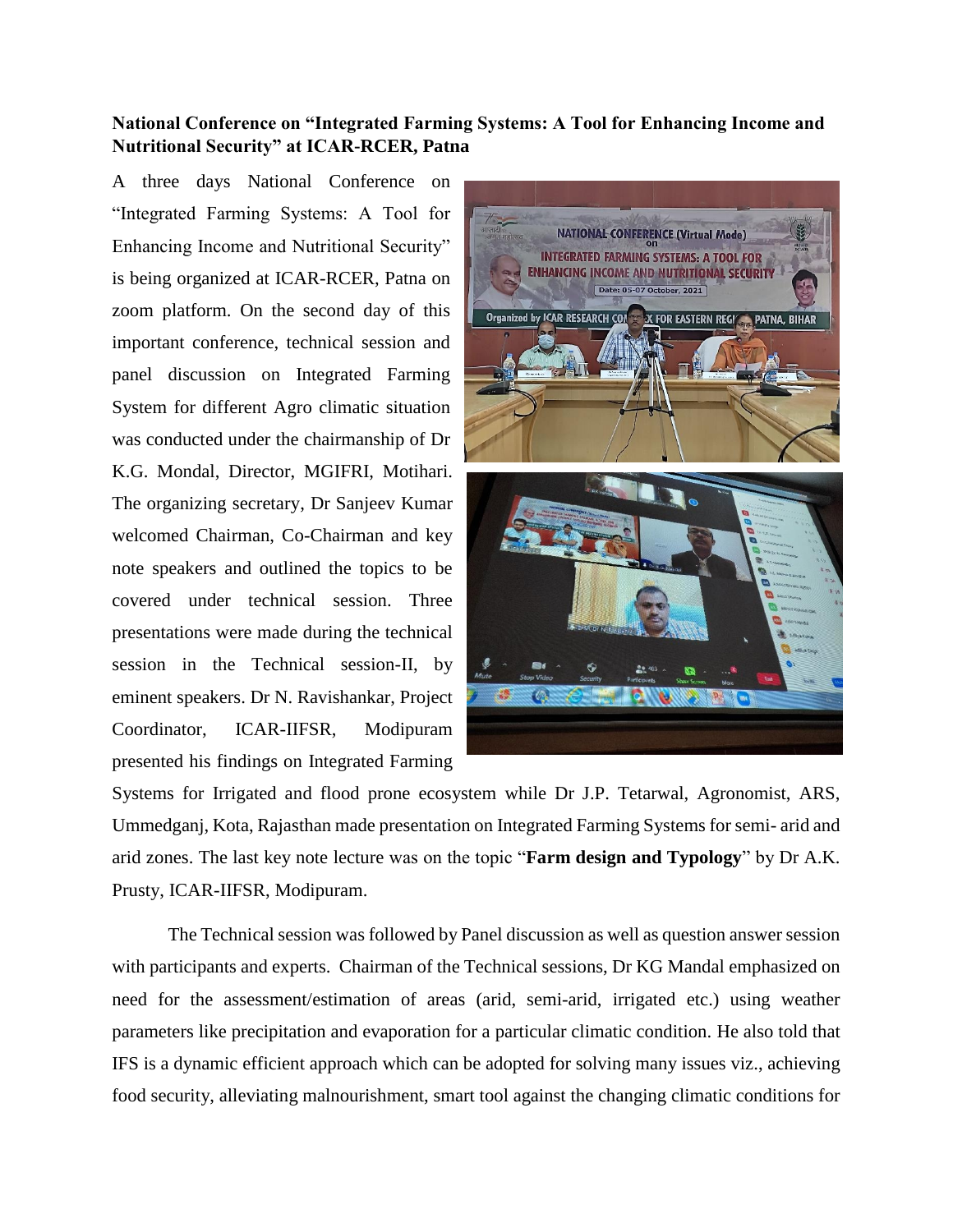**National Conference on "Integrated Farming Systems: A Tool for Enhancing Income and Nutritional Security" at ICAR-RCER, Patna**

A three days National Conference on "Integrated Farming Systems: A Tool for Enhancing Income and Nutritional Security" is being organized at ICAR-RCER, Patna on zoom platform. On the second day of this important conference, technical session and panel discussion on Integrated Farming System for different Agro climatic situation was conducted under the chairmanship of Dr K.G. Mondal, Director, MGIFRI, Motihari. The organizing secretary, Dr Sanjeev Kumar welcomed Chairman, Co-Chairman and key note speakers and outlined the topics to be covered under technical session. Three presentations were made during the technical session in the Technical session-II, by eminent speakers. Dr N. Ravishankar, Project Coordinator, ICAR-IIFSR, Modipuram presented his findings on Integrated Farming Systems for Irrigated and flood prone ecosystem while Dr J.P. Tetarwal, Agronomist, ARS, Ummedganj, Kota, Rajasthan made presentation on Integrated Farming Systems for semi- arid and arid zones. The last key note lecture was on the topic "**Farm design and Typology**" by Dr A.K. Prusty, ICAR-IIFSR, Modipuram.

The Technical session was followed by Panel discussion as well as question answer session with participants and experts. Chairman of the Technical sessions, Dr KG Mandal emphasized on need for the assessment/estimation of areas (arid, semi-arid, irrigated etc.) using weather parameters like precipitation and evaporation for a particular climatic condition. He also told that IFS is a dynamic efficient approach which can be adopted for solving many issues viz., achieving food security, alleviating malnourishment, smart tool against the changing climatic conditions for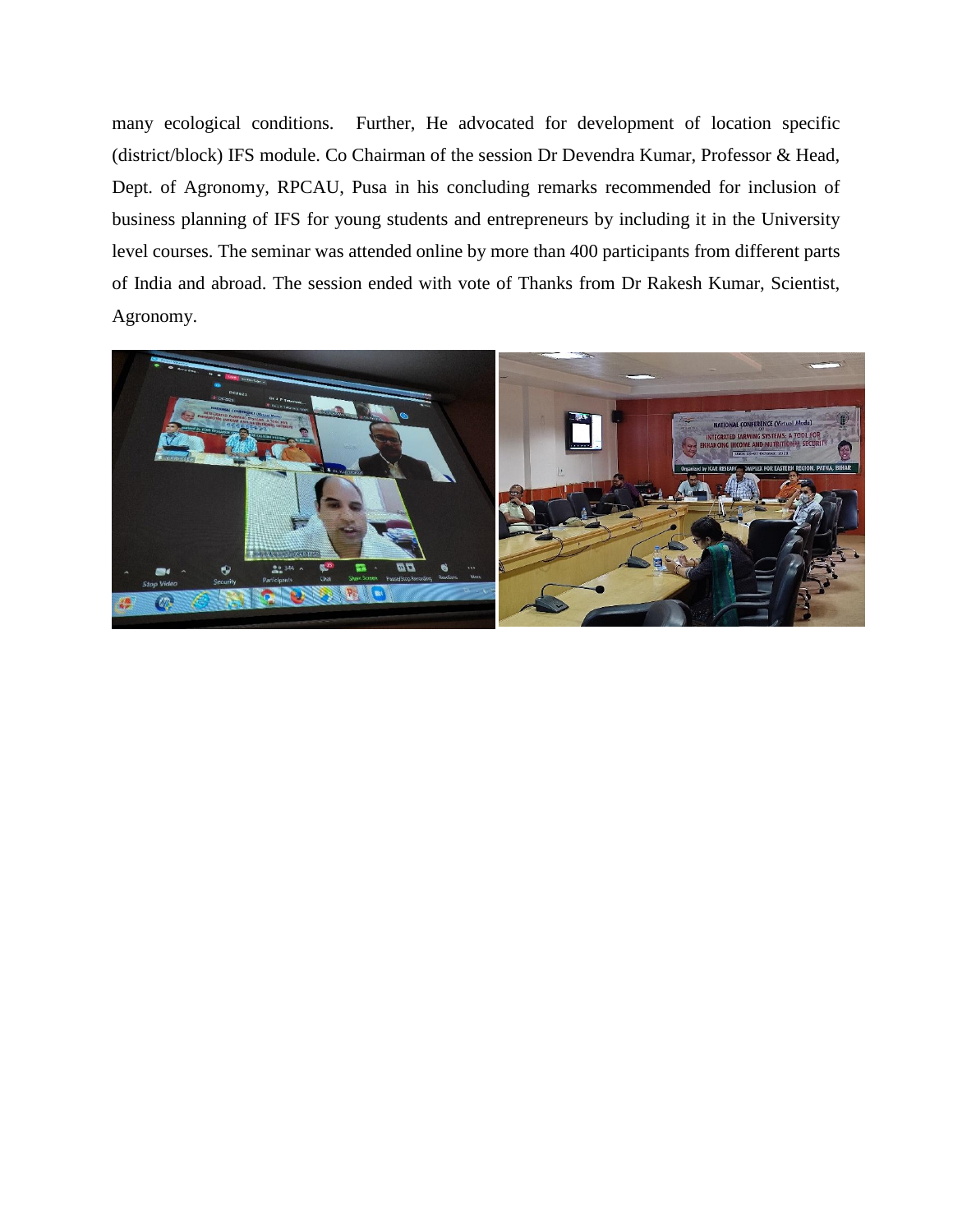many ecological conditions. Further, He advocated for development of location specific (district/block) IFS module. Co Chairman of the session Dr Devendra Kumar, Professor & Head, Dept. of Agronomy, RPCAU, Pusa in his concluding remarks recommended for inclusion of business planning of IFS for young students and entrepreneurs by including it in the University level courses. The seminar was attended online by more than 400 participants from different parts of India and abroad. The session ended with vote of Thanks from Dr Rakesh Kumar, Scientist, Agronomy.